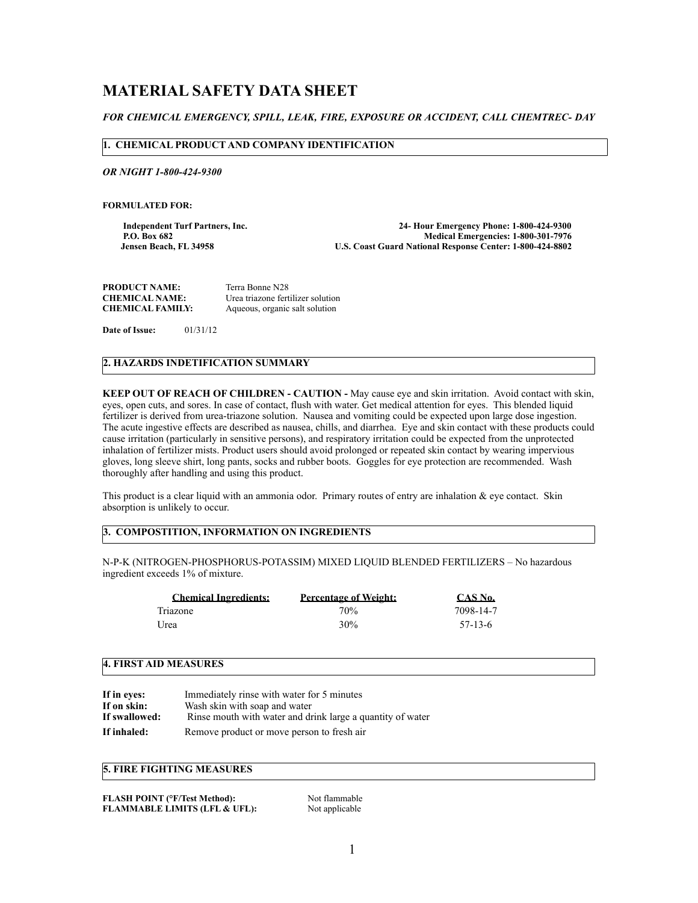# MATERIAL SAFETY DATA SHEET

***FOR CHEMICAL EMERGENCY, SPILL, LEAK, FIRE, EXPOSURE OR ACCIDENT, CALL CHEMTREC- DAY***

## 1. CHEMICAL PRODUCT AND COMPANY IDENTIFICATION

***OR NIGHT 1-800-424-9300***

**FORMULATED FOR:**

**Independent Turf Partners, Inc.**
**P.O. Box 682**
**Jensen Beach, FL 34958**

**24- Hour Emergency Phone: 1-800-424-9300**
**Medical Emergencies: 1-800-301-7976**
**U.S. Coast Guard National Response Center: 1-800-424-8802**

**PRODUCT NAME:** Terra Bonne N28
**CHEMICAL NAME:** Urea triazone fertilizer solution
**CHEMICAL FAMILY:** Aqueous, organic salt solution

**Date of Issue:** 01/31/12

## 2. HAZARDS INDETIFICATION SUMMARY

**KEEP OUT OF REACH OF CHILDREN - CAUTION -** May cause eye and skin irritation. Avoid contact with skin, eyes, open cuts, and sores. In case of contact, flush with water. Get medical attention for eyes. This blended liquid fertilizer is derived from urea-triazone solution. Nausea and vomiting could be expected upon large dose ingestion. The acute ingestive effects are described as nausea, chills, and diarrhea. Eye and skin contact with these products could cause irritation (particularly in sensitive persons), and respiratory irritation could be expected from the unprotected inhalation of fertilizer mists. Product users should avoid prolonged or repeated skin contact by wearing impervious gloves, long sleeve shirt, long pants, socks and rubber boots. Goggles for eye protection are recommended. Wash thoroughly after handling and using this product.

This product is a clear liquid with an ammonia odor. Primary routes of entry are inhalation & eye contact. Skin absorption is unlikely to occur.

## 3. COMPOSTITION, INFORMATION ON INGREDIENTS

N-P-K (NITROGEN-PHOSPHORUS-POTASSIM) MIXED LIQUID BLENDED FERTILIZERS – No hazardous ingredient exceeds 1% of mixture.

| Chemical Ingredients: | Percentage of Weight: | CAS No. |
|---|---|---|
| Triazone | 70% | 7098-14-7 |
| Urea | 30% | 57-13-6 |

## 4. FIRST AID MEASURES

**If in eyes:** Immediately rinse with water for 5 minutes
**If on skin:** Wash skin with soap and water
**If swallowed:** Rinse mouth with water and drink large a quantity of water
**If inhaled:** Remove product or move person to fresh air

## 5. FIRE FIGHTING MEASURES

**FLASH POINT (°F/Test Method):** Not flammable
**FLAMMABLE LIMITS (LFL & UFL):** Not applicable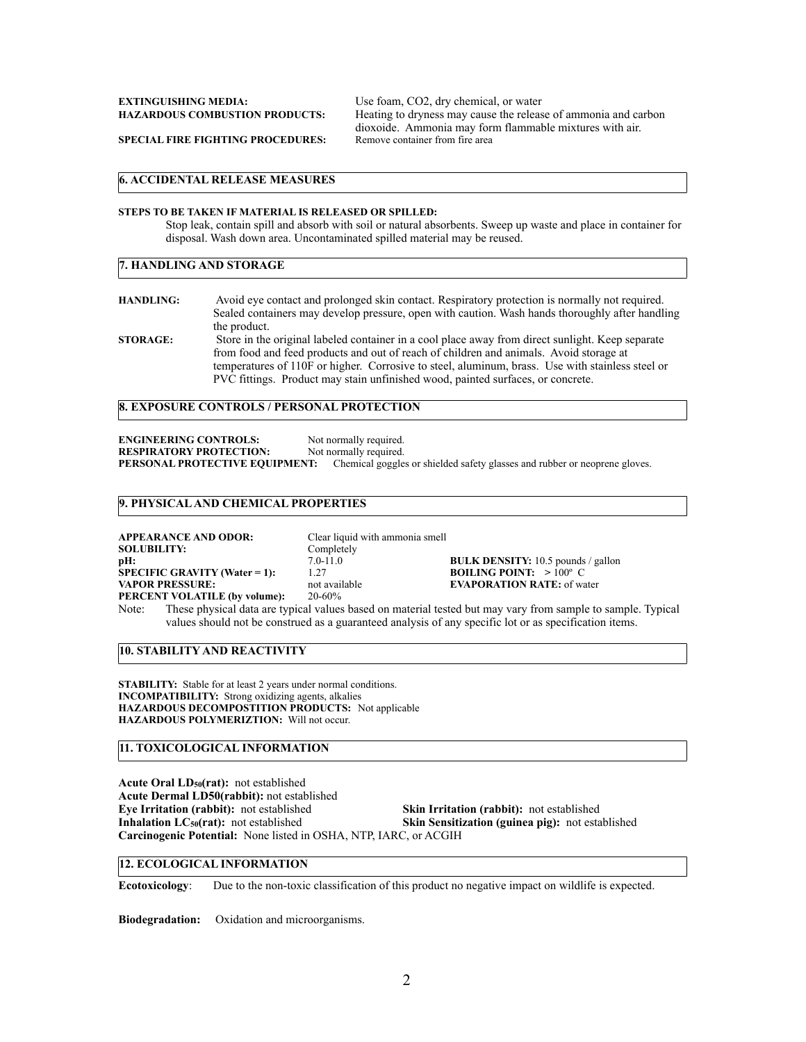**EXTINGUISHING MEDIA:** Use foam, $CO_2$, dry chemical, or water

**HAZARDOUS COMBUSTION PRODUCTS:** Heating to dryness may cause the release of ammonia and carbon dioxide. Ammonia may form flammable mixtures with air.

**SPECIAL FIRE FIGHTING PROCEDURES:** Remove container from fire area

## 6. ACCIDENTAL RELEASE MEASURES

**STEPS TO BE TAKEN IF MATERIAL IS RELEASED OR SPILLED:**

Stop leak, contain spill and absorb with soil or natural absorbents. Sweep up waste and place in container for disposal. Wash down area. Uncontaminated spilled material may be reused.

## 7. HANDLING AND STORAGE

**HANDLING:** Avoid eye contact and prolonged skin contact. Respiratory protection is normally not required. Sealed containers may develop pressure, open with caution. Wash hands thoroughly after handling the product.

**STORAGE:** Store in the original labeled container in a cool place away from direct sunlight. Keep separate from food and feed products and out of reach of children and animals. Avoid storage at temperatures of 110F or higher. Corrosive to steel, aluminum, brass. Use with stainless steel or PVC fittings. Product may stain unfinished wood, painted surfaces, or concrete.

## 8. EXPOSURE CONTROLS / PERSONAL PROTECTION

**ENGINEERING CONTROLS:** Not normally required.

**RESPIRATORY PROTECTION:** Not normally required.

**PERSONAL PROTECTIVE EQUIPMENT:** Chemical goggles or shielded safety glasses and rubber or neoprene gloves.

## 9. PHYSICAL AND CHEMICAL PROPERTIES

**APPEARANCE AND ODOR:** Clear liquid with ammonia smell

**SOLUBILITY:** Completely

**pH:** 7.0-11.0

**BULK DENSITY:** 10.5 pounds / gallon

**SPECIFIC GRAVITY (Water = 1):** 1.27

**BOILING POINT:** > 100º C

**VAPOR PRESSURE:** not available

**EVAPORATION RATE:** of water

**PERCENT VOLATILE (by volume):** 20-60%

Note: These physical data are typical values based on material tested but may vary from sample to sample. Typical values should not be construed as a guaranteed analysis of any specific lot or as specification items.

## 10. STABILITY AND REACTIVITY

**STABILITY:** Stable for at least 2 years under normal conditions.

**INCOMPATIBILITY:** Strong oxidizing agents, alkalies

**HAZARDOUS DECOMPOSTITION PRODUCTS:** Not applicable

**HAZARDOUS POLYMERIZTION:** Will not occur.

## 11. TOXICOLOGICAL INFORMATION

**Acute Oral $LD_{50}$(rat):** not established

**Acute Dermal LD50(rabbit):** not established

**Eye Irritation (rabbit):** not established

**Skin Irritation (rabbit):** not established

**Inhalation $LC_{50}$(rat):** not established

**Skin Sensitization (guinea pig):** not established

**Carcinogenic Potential:** None listed in OSHA, NTP, IARC, or ACGIH

## 12. ECOLOGICAL INFORMATION

**Ecotoxicology**: Due to the non-toxic classification of this product no negative impact on wildlife is expected.

**Biodegradation:** Oxidation and microorganisms.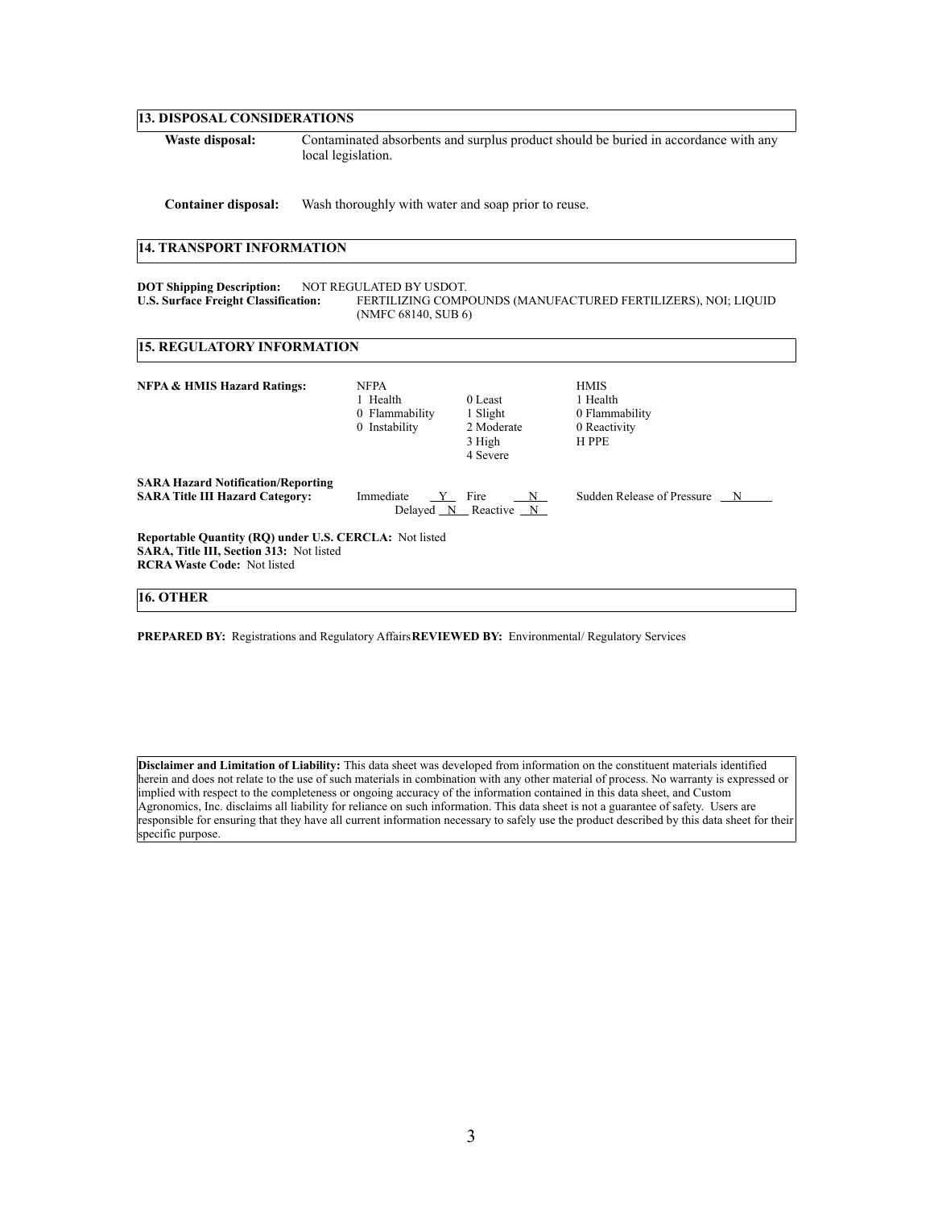## 13. DISPOSAL CONSIDERATIONS

**Waste disposal:** Contaminated absorbents and surplus product should be buried in accordance with any local legislation.

**Container disposal:** Wash thoroughly with water and soap prior to reuse.

## 14. TRANSPORT INFORMATION

**DOT Shipping Description:** NOT REGULATED BY USDOT.
**U.S. Surface Freight Classification:** FERTILIZING COMPOUNDS (MANUFACTURED FERTILIZERS), NOI; LIQUID (NMFC 68140, SUB 6)

## 15. REGULATORY INFORMATION

| | | | |
|---|---|---|---|
| **NFPA & HMIS Hazard Ratings:** | NFPA | | HMIS |
| | 1 Health | 0 Least | 1 Health |
| | 0 Flammability | 1 Slight | 0 Flammability |
| | 0 Instability | 2 Moderate | 0 Reactivity |
| | | 3 High | H PPE |
| | | 4 Severe | |

**SARA Hazard Notification/Reporting**
**SARA Title III Hazard Category:** Immediate __Y__ Fire __N__ Sudden Release of Pressure __N__
Delayed __N__ Reactive __N__

**Reportable Quantity (RQ) under U.S. CERCLA:** Not listed
**SARA, Title III, Section 313:** Not listed
**RCRA Waste Code:** Not listed

## 16. OTHER

**PREPARED BY:** Registrations and Regulatory Affairs **REVIEWED BY:** Environmental/ Regulatory Services

**Disclaimer and Limitation of Liability:** This data sheet was developed from information on the constituent materials identified herein and does not relate to the use of such materials in combination with any other material of process. No warranty is expressed or implied with respect to the completeness or ongoing accuracy of the information contained in this data sheet, and Custom Agronomics, Inc. disclaims all liability for reliance on such information. This data sheet is not a guarantee of safety. Users are responsible for ensuring that they have all current information necessary to safely use the product described by this data sheet for their specific purpose.